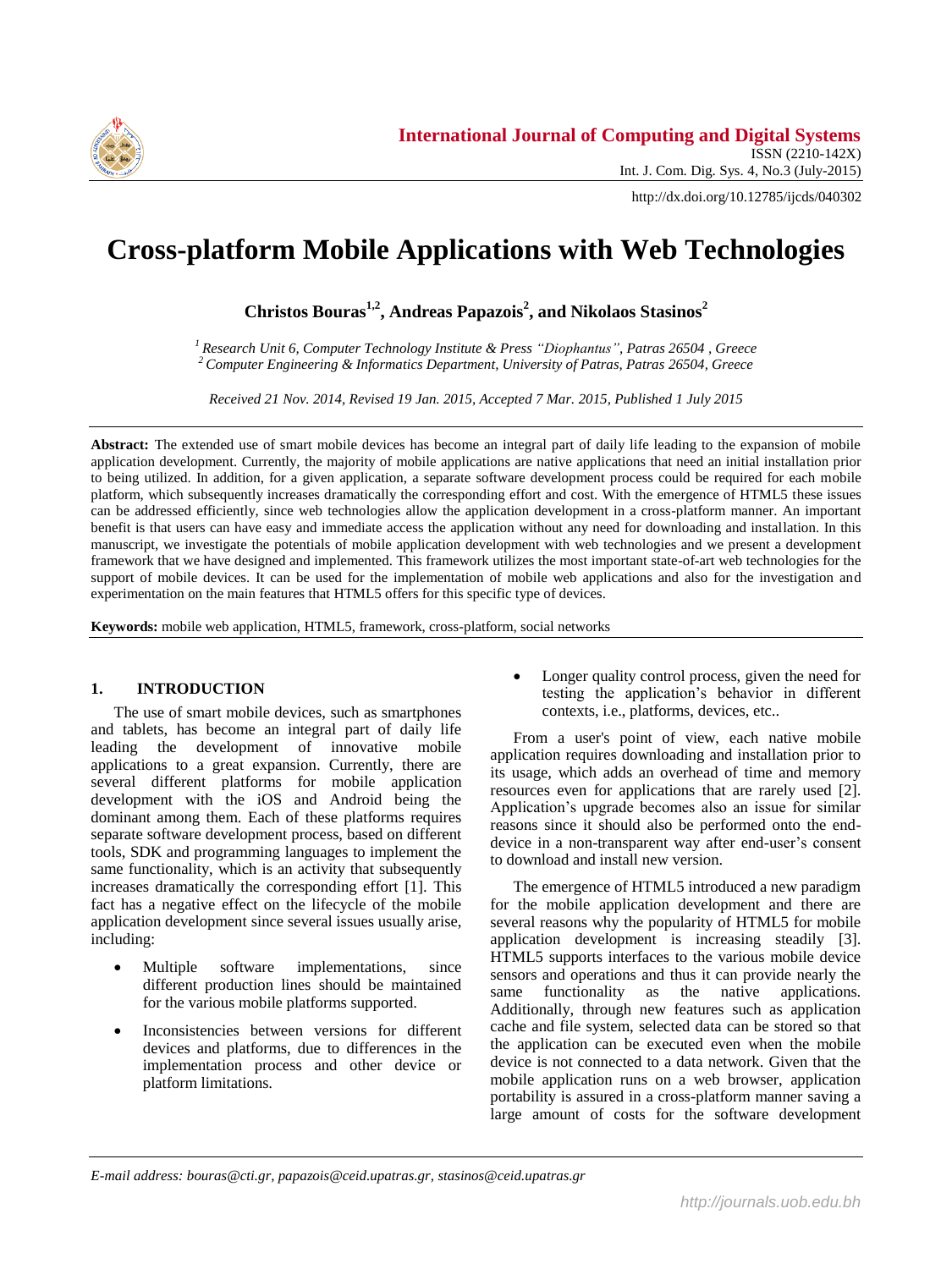# Cross-platform Mobile Applications with Web Technologies

**Christos Bouras[1,2], Andreas Papazois[2], and Nikolaos Stasinos[2]**

*[1] Research Unit 6, Computer Technology Institute & Press "Diophantus", Patras 26504 , Greece*
*[2] Computer Engineering & Informatics Department, University of Patras, Patras 26504, Greece*

*Received 21 Nov. 2014, Revised 19 Jan. 2015, Accepted 7 Mar. 2015, Published 1 July 2015*

**Abstract:** The extended use of smart mobile devices has become an integral part of daily life leading to the expansion of mobile application development. Currently, the majority of mobile applications are native applications that need an initial installation prior to being utilized. In addition, for a given application, a separate software development process could be required for each mobile platform, which subsequently increases dramatically the corresponding effort and cost. With the emergence of HTML5 these issues can be addressed efficiently, since web technologies allow the application development in a cross-platform manner. An important benefit is that users can have easy and immediate access the application without any need for downloading and installation. In this manuscript, we investigate the potentials of mobile application development with web technologies and we present a development framework that we have designed and implemented. This framework utilizes the most important state-of-art web technologies for the support of mobile devices. It can be used for the implementation of mobile web applications and also for the investigation and experimentation on the main features that HTML5 offers for this specific type of devices.

**Keywords:** mobile web application, HTML5, framework, cross-platform, social networks

## 1. INTRODUCTION

The use of smart mobile devices, such as smartphones and tablets, has become an integral part of daily life leading the development of innovative mobile applications to a great expansion. Currently, there are several different platforms for mobile application development with the iOS and Android being the dominant among them. Each of these platforms requires separate software development process, based on different tools, SDK and programming languages to implement the same functionality, which is an activity that subsequently increases dramatically the corresponding effort [1]. This fact has a negative effect on the lifecycle of the mobile application development since several issues usually arise, including:

- Multiple software implementations, since different production lines should be maintained for the various mobile platforms supported.
- Inconsistencies between versions for different devices and platforms, due to differences in the implementation process and other device or platform limitations.
- Longer quality control process, given the need for testing the application's behavior in different contexts, i.e., platforms, devices, etc..

From a user's point of view, each native mobile application requires downloading and installation prior to its usage, which adds an overhead of time and memory resources even for applications that are rarely used [2]. Application's upgrade becomes also an issue for similar reasons since it should also be performed onto the end-device in a non-transparent way after end-user's consent to download and install new version.

The emergence of HTML5 introduced a new paradigm for the mobile application development and there are several reasons why the popularity of HTML5 for mobile application development is increasing steadily [3]. HTML5 supports interfaces to the various mobile device sensors and operations and thus it can provide nearly the same functionality as the native applications. Additionally, through new features such as application cache and file system, selected data can be stored so that the application can be executed even when the mobile device is not connected to a data network. Given that the mobile application runs on a web browser, application portability is assured in a cross-platform manner saving a large amount of costs for the software development

*E-mail address: bouras@cti.gr, papazois@ceid.upatras.gr, stasinos@ceid.upatras.gr*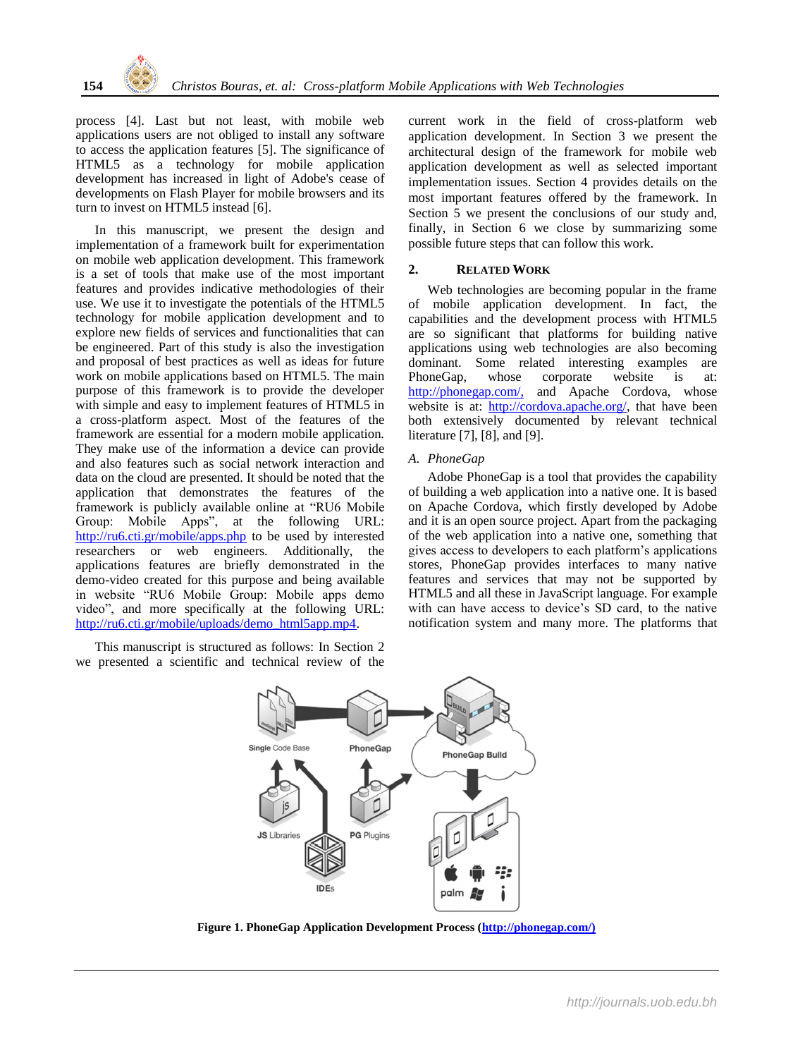process [4]. Last but not least, with mobile web applications users are not obliged to install any software to access the application features [5]. The significance of HTML5 as a technology for mobile application development has increased in light of Adobe's cease of developments on Flash Player for mobile browsers and its turn to invest on HTML5 instead [6].

In this manuscript, we present the design and implementation of a framework built for experimentation on mobile web application development. This framework is a set of tools that make use of the most important features and provides indicative methodologies of their use. We use it to investigate the potentials of the HTML5 technology for mobile application development and to explore new fields of services and functionalities that can be engineered. Part of this study is also the investigation and proposal of best practices as well as ideas for future work on mobile applications based on HTML5. The main purpose of this framework is to provide the developer with simple and easy to implement features of HTML5 in a cross-platform aspect. Most of the features of the framework are essential for a modern mobile application. They make use of the information a device can provide and also features such as social network interaction and data on the cloud are presented. It should be noted that the application that demonstrates the features of the framework is publicly available online at "RU6 Mobile Group: Mobile Apps", at the following URL: http://ru6.cti.gr/mobile/apps.php to be used by interested researchers or web engineers. Additionally, the applications features are briefly demonstrated in the demo-video created for this purpose and being available in website "RU6 Mobile Group: Mobile apps demo video", and more specifically at the following URL: http://ru6.cti.gr/mobile/uploads/demo_html5app.mp4.

This manuscript is structured as follows: In Section 2 we presented a scientific and technical review of the current work in the field of cross-platform web application development. In Section 3 we present the architectural design of the framework for mobile web application development as well as selected important implementation issues. Section 4 provides details on the most important features offered by the framework. In Section 5 we present the conclusions of our study and, finally, in Section 6 we close by summarizing some possible future steps that can follow this work.

## 2. Related Work

Web technologies are becoming popular in the frame of mobile application development. In fact, the capabilities and the development process with HTML5 are so significant that platforms for building native applications using web technologies are also becoming dominant. Some related interesting examples are PhoneGap, whose corporate website is at: http://phonegap.com/, and Apache Cordova, whose website is at: http://cordova.apache.org/, that have been both extensively documented by relevant technical literature [7], [8], and [9].

### *A. PhoneGap*

Adobe PhoneGap is a tool that provides the capability of building a web application into a native one. It is based on Apache Cordova, which firstly developed by Adobe and it is an open source project. Apart from the packaging of the web application into a native one, something that gives access to developers to each platform's applications stores, PhoneGap provides interfaces to many native features and services that may not be supported by HTML5 and all these in JavaScript language. For example with can have access to device's SD card, to the native notification system and many more. The platforms that

**Figure 1. PhoneGap Application Development Process (http://phonegap.com/)**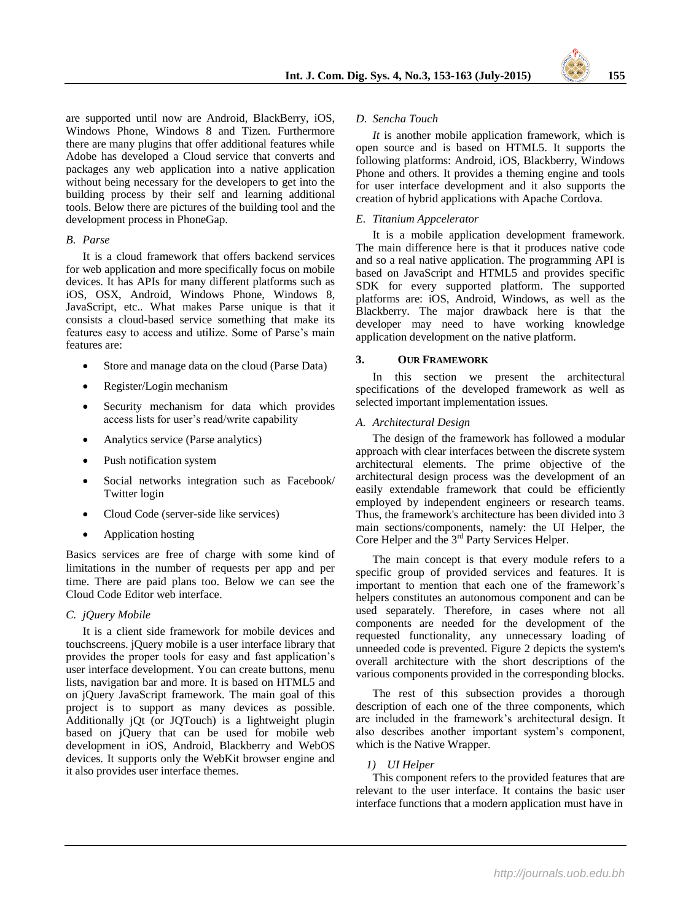are supported until now are Android, BlackBerry, iOS, Windows Phone, Windows 8 and Tizen. Furthermore there are many plugins that offer additional features while Adobe has developed a Cloud service that converts and packages any web application into a native application without being necessary for the developers to get into the building process by their self and learning additional tools. Below there are pictures of the building tool and the development process in PhoneGap.

### *B. Parse*

It is a cloud framework that offers backend services for web application and more specifically focus on mobile devices. It has APIs for many different platforms such as iOS, OSX, Android, Windows Phone, Windows 8, JavaScript, etc.. What makes Parse unique is that it consists a cloud-based service something that make its features easy to access and utilize. Some of Parse's main features are:

- Store and manage data on the cloud (Parse Data)
- Register/Login mechanism
- Security mechanism for data which provides access lists for user's read/write capability
- Analytics service (Parse analytics)
- Push notification system
- Social networks integration such as Facebook/ Twitter login
- Cloud Code (server-side like services)
- Application hosting

Basics services are free of charge with some kind of limitations in the number of requests per app and per time. There are paid plans too. Below we can see the Cloud Code Editor web interface.

### *C. jQuery Mobile*

It is a client side framework for mobile devices and touchscreens. jQuery mobile is a user interface library that provides the proper tools for easy and fast application's user interface development. You can create buttons, menu lists, navigation bar and more. It is based on HTML5 and on jQuery JavaScript framework. The main goal of this project is to support as many devices as possible. Additionally jQt (or JQTouch) is a lightweight plugin based on jQuery that can be used for mobile web development in iOS, Android, Blackberry and WebOS devices. It supports only the WebKit browser engine and it also provides user interface themes.

### *D. Sencha Touch*

*It* is another mobile application framework, which is open source and is based on HTML5. It supports the following platforms: Android, iOS, Blackberry, Windows Phone and others. It provides a theming engine and tools for user interface development and it also supports the creation of hybrid applications with Apache Cordova.

### *E. Titanium Appcelerator*

It is a mobile application development framework. The main difference here is that it produces native code and so a real native application. The programming API is based on JavaScript and HTML5 and provides specific SDK for every supported platform. The supported platforms are: iOS, Android, Windows, as well as the Blackberry. The major drawback here is that the developer may need to have working knowledge application development on the native platform.

## 3. OUR FRAMEWORK

In this section we present the architectural specifications of the developed framework as well as selected important implementation issues.

### *A. Architectural Design*

The design of the framework has followed a modular approach with clear interfaces between the discrete system architectural elements. The prime objective of the architectural design process was the development of an easily extendable framework that could be efficiently employed by independent engineers or research teams. Thus, the framework's architecture has been divided into 3 main sections/components, namely: the UI Helper, the Core Helper and the 3rd Party Services Helper.

The main concept is that every module refers to a specific group of provided services and features. It is important to mention that each one of the framework's helpers constitutes an autonomous component and can be used separately. Therefore, in cases where not all components are needed for the development of the requested functionality, any unnecessary loading of unneeded code is prevented. Figure 2 depicts the system's overall architecture with the short descriptions of the various components provided in the corresponding blocks.

The rest of this subsection provides a thorough description of each one of the three components, which are included in the framework's architectural design. It also describes another important system's component, which is the Native Wrapper.

#### *1) UI Helper*

This component refers to the provided features that are relevant to the user interface. It contains the basic user interface functions that a modern application must have in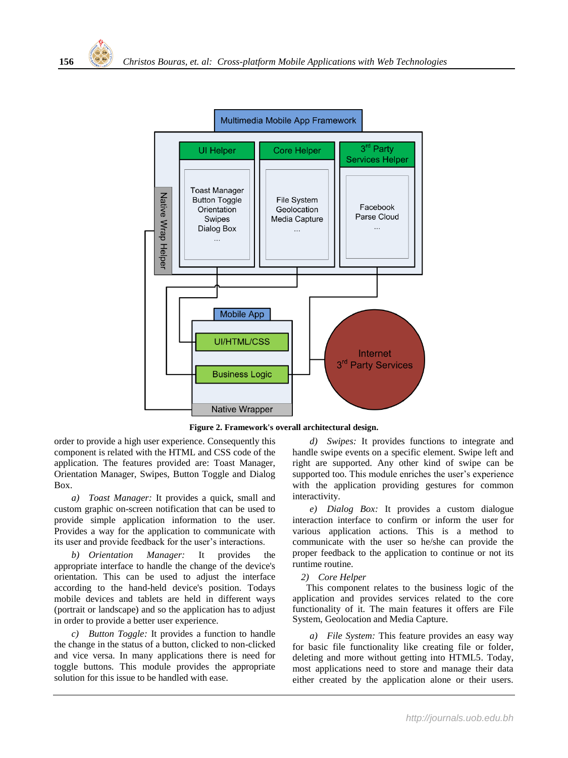**Figure 2. Framework's overall architectural design.**

order to provide a high user experience. Consequently this component is related with the HTML and CSS code of the application. The features provided are: Toast Manager, Orientation Manager, Swipes, Button Toggle and Dialog Box.

*a) Toast Manager:* It provides a quick, small and custom graphic on-screen notification that can be used to provide simple application information to the user. Provides a way for the application to communicate with its user and provide feedback for the user's interactions.

*b) Orientation Manager:* It provides the appropriate interface to handle the change of the device's orientation. This can be used to adjust the interface according to the hand-held device's position. Todays mobile devices and tablets are held in different ways (portrait or landscape) and so the application has to adjust in order to provide a better user experience.

*c) Button Toggle:* It provides a function to handle the change in the status of a button, clicked to non-clicked and vice versa. In many applications there is need for toggle buttons. This module provides the appropriate solution for this issue to be handled with ease.

*d) Swipes:* It provides functions to integrate and handle swipe events on a specific element. Swipe left and right are supported. Any other kind of swipe can be supported too. This module enriches the user's experience with the application providing gestures for common interactivity.

*e) Dialog Box:* It provides a custom dialogue interaction interface to confirm or inform the user for various application actions. This is a method to communicate with the user so he/she can provide the proper feedback to the application to continue or not its runtime routine.

*2) Core Helper*

This component relates to the business logic of the application and provides services related to the core functionality of it. The main features it offers are File System, Geolocation and Media Capture.

*a) File System:* This feature provides an easy way for basic file functionality like creating file or folder, deleting and more without getting into HTML5. Today, most applications need to store and manage their data either created by the application alone or their users.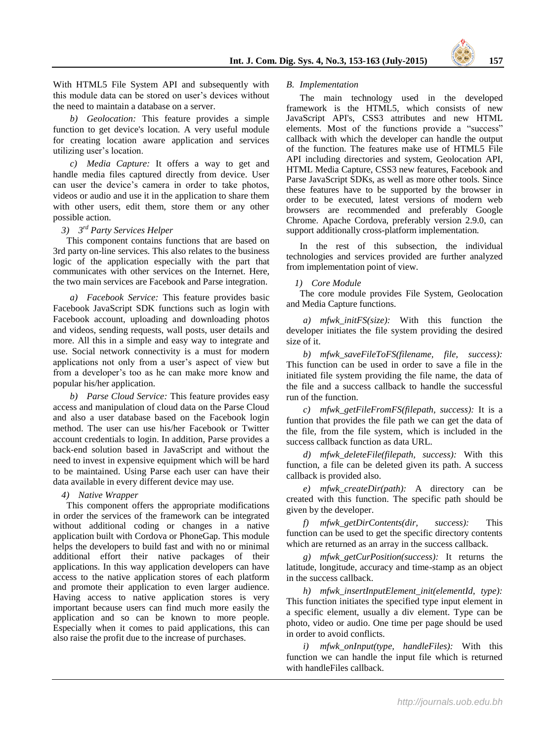With HTML5 File System API and subsequently with this module data can be stored on user's devices without the need to maintain a database on a server.

*b) Geolocation:* This feature provides a simple function to get device's location. A very useful module for creating location aware application and services utilizing user's location.

*c) Media Capture:* It offers a way to get and handle media files captured directly from device. User can user the device's camera in order to take photos, videos or audio and use it in the application to share them with other users, edit them, store them or any other possible action.

#### *3) 3rd Party Services Helper*

This component contains functions that are based on 3rd party on-line services. This also relates to the business logic of the application especially with the part that communicates with other services on the Internet. Here, the two main services are Facebook and Parse integration.

*a) Facebook Service:* This feature provides basic Facebook JavaScript SDK functions such as login with Facebook account, uploading and downloading photos and videos, sending requests, wall posts, user details and more. All this in a simple and easy way to integrate and use. Social network connectivity is a must for modern applications not only from a user's aspect of view but from a developer's too as he can make more know and popular his/her application.

*b) Parse Cloud Service:* This feature provides easy access and manipulation of cloud data on the Parse Cloud and also a user database based on the Facebook login method. The user can use his/her Facebook or Twitter account credentials to login. In addition, Parse provides a back-end solution based in JavaScript and without the need to invest in expensive equipment which will be hard to be maintained. Using Parse each user can have their data available in every different device may use.

#### *4) Native Wrapper*

This component offers the appropriate modifications in order the services of the framework can be integrated without additional coding or changes in a native application built with Cordova or PhoneGap. This module helps the developers to build fast and with no or minimal additional effort their native packages of their applications. In this way application developers can have access to the native application stores of each platform and promote their application to even larger audience. Having access to native application stores is very important because users can find much more easily the application and so can be known to more people. Especially when it comes to paid applications, this can also raise the profit due to the increase of purchases.

### *B. Implementation*

The main technology used in the developed framework is the HTML5, which consists of new JavaScript API's, CSS3 attributes and new HTML elements. Most of the functions provide a "success" callback with which the developer can handle the output of the function. The features make use of HTML5 File API including directories and system, Geolocation API, HTML Media Capture, CSS3 new features, Facebook and Parse JavaScript SDKs, as well as more other tools. Since these features have to be supported by the browser in order to be executed, latest versions of modern web browsers are recommended and preferably Google Chrome. Apache Cordova, preferably version 2.9.0, can support additionally cross-platform implementation.

In the rest of this subsection, the individual technologies and services provided are further analyzed from implementation point of view.

#### *1) Core Module*

The core module provides File System, Geolocation and Media Capture functions.

*a) mfwk_initFS(size):* With this function the developer initiates the file system providing the desired size of it.

*b) mfwk_saveFileToFS(filename, file, success):* This function can be used in order to save a file in the initiated file system providing the file name, the data of the file and a success callback to handle the successful run of the function.

*c) mfwk_getFileFromFS(filepath, success):* It is a funtion that provides the file path we can get the data of the file, from the file system, which is included in the success callback function as data URL.

*d) mfwk_deleteFile(filepath, success):* With this function, a file can be deleted given its path. A success callback is provided also.

*e) mfwk_createDir(path):* A directory can be created with this function. The specific path should be given by the developer.

*f) mfwk_getDirContents(dir, success):* This function can be used to get the specific directory contents which are returned as an array in the success callback.

*g) mfwk_getCurPosition(success):* It returns the latitude, longitude, accuracy and time-stamp as an object in the success callback.

*h) mfwk_insertInputElement_init(elementId, type):* This function initiates the specified type input element in a specific element, usually a div element. Type can be photo, video or audio. One time per page should be used in order to avoid conflicts.

*i) mfwk_onInput(type, handleFiles):* With this function we can handle the input file which is returned with handleFiles callback.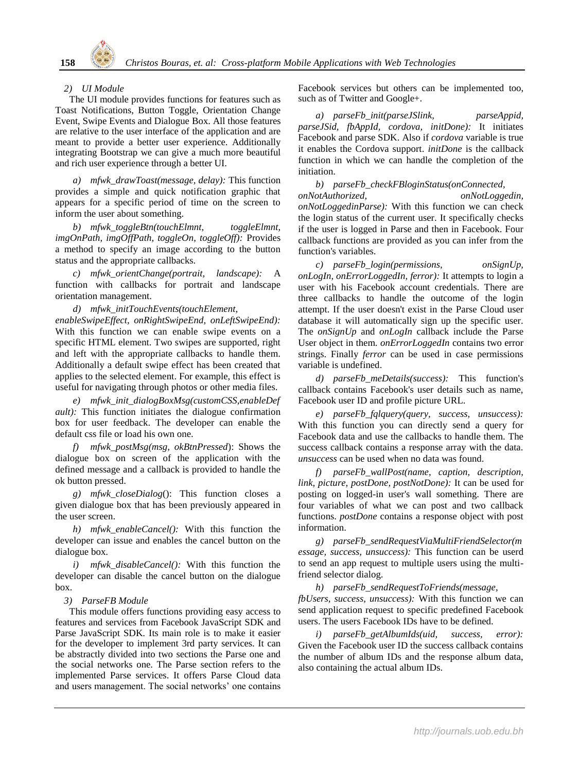### 2) UI Module

The UI module provides functions for features such as Toast Notifications, Button Toggle, Orientation Change Event, Swipe Events and Dialogue Box. All those features are relative to the user interface of the application and are meant to provide a better user experience. Additionally integrating Bootstrap we can give a much more beautiful and rich user experience through a better UI.

*a) mfwk_drawToast(message, delay):* This function provides a simple and quick notification graphic that appears for a specific period of time on the screen to inform the user about something.

*b) mfwk_toggleBtn(touchElmnt, toggleElmnt, imgOnPath, imgOffPath, toggleOn, toggleOff):* Provides a method to specify an image according to the button status and the appropriate callbacks.

*c) mfwk_orientChange(portrait, landscape):* A function with callbacks for portrait and landscape orientation management.

*d) mfwk_initTouchEvents(touchElement, enableSwipeEffect, onRightSwipeEnd, onLeftSwipeEnd):* With this function we can enable swipe events on a specific HTML element. Two swipes are supported, right and left with the appropriate callbacks to handle them. Additionally a default swipe effect has been created that applies to the selected element. For example, this effect is useful for navigating through photos or other media files.

*e) mfwk_init_dialogBoxMsg(customCSS,enableDefault):* This function initiates the dialogue confirmation box for user feedback. The developer can enable the default css file or load his own one.

*f) mfwk_postMsg(msg, okBtnPressed*): Shows the dialogue box on screen of the application with the defined message and a callback is provided to handle the ok button pressed.

*g) mfwk_closeDialog*(): This function closes a given dialogue box that has been previously appeared in the user screen.

*h) mfwk_enableCancel():* With this function the developer can issue and enables the cancel button on the dialogue box.

*i) mfwk_disableCancel():* With this function the developer can disable the cancel button on the dialogue box.

### 3) ParseFB Module

This module offers functions providing easy access to features and services from Facebook JavaScript SDK and Parse JavaScript SDK. Its main role is to make it easier for the developer to implement 3rd party services. It can be abstractly divided into two sections the Parse one and the social networks one. The Parse section refers to the implemented Parse services. It offers Parse Cloud data and users management. The social networks' one contains Facebook services but others can be implemented too, such as of Twitter and Google+.

*a) parseFb_init(parseJSlink, parseAppid, parseJSid, fbAppId, cordova, initDone):* It initiates Facebook and parse SDK. Also if *cordova* variable is true it enables the Cordova support. *initDone* is the callback function in which we can handle the completion of the initiation.

*b) parseFb_checkFBloginStatus(onConnected, onNotAuthorized, onNotLoggedin, onNotLoggedinParse):* With this function we can check the login status of the current user. It specifically checks if the user is logged in Parse and then in Facebook. Four callback functions are provided as you can infer from the function's variables.

*c) parseFb_login(permissions, onSignUp, onLogIn, onErrorLoggedIn, ferror):* It attempts to login a user with his Facebook account credentials. There are three callbacks to handle the outcome of the login attempt. If the user doesn't exist in the Parse Cloud user database it will automatically sign up the specific user. The *onSignUp* and *onLogIn* callback include the Parse User object in them. *onErrorLoggedIn* contains two error strings. Finally *ferror* can be used in case permissions variable is undefined.

*d) parseFb_meDetails(success):* This function's callback contains Facebook's user details such as name, Facebook user ID and profile picture URL.

*e) parseFb_fqlquery(query, success, unsuccess):* With this function you can directly send a query for Facebook data and use the callbacks to handle them. The success callback contains a response array with the data. *unsuccess* can be used when no data was found.

*f) parseFb_wallPost(name, caption, description, link, picture, postDone, postNotDone):* It can be used for posting on logged-in user's wall something. There are four variables of what we can post and two callback functions. *postDone* contains a response object with post information.

*g) parseFb_sendRequestViaMultiFriendSelector(message, success, unsuccess):* This function can be userd to send an app request to multiple users using the multi-friend selector dialog.

*h) parseFb_sendRequestToFriends(message, fbUsers, success, unsuccess):* With this function we can send application request to specific predefined Facebook users. The users Facebook IDs have to be defined.

*i) parseFb_getAlbumIds(uid, success, error):* Given the Facebook user ID the success callback contains the number of album IDs and the response album data, also containing the actual album IDs.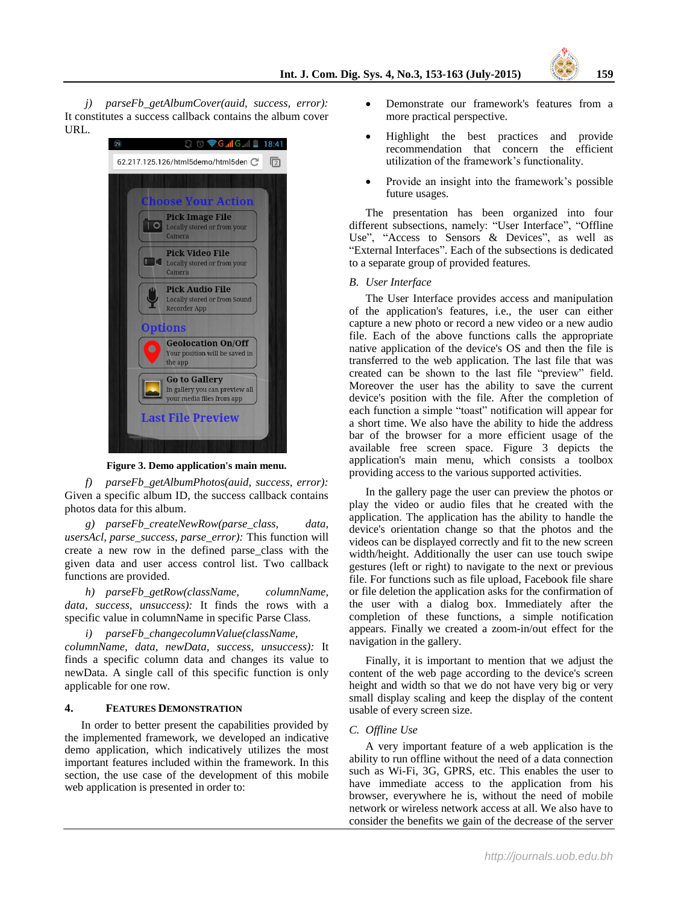*j) parseFb_getAlbumCover(auid, success, error):* It constitutes a success callback contains the album cover URL.

**Figure 3. Demo application's main menu.**

*f) parseFb_getAlbumPhotos(auid, success, error):* Given a specific album ID, the success callback contains photos data for this album.

*g) parseFb_createNewRow(parse_class, data, usersAcl, parse_success, parse_error):* This function will create a new row in the defined parse_class with the given data and user access control list. Two callback functions are provided.

*h) parseFb_getRow(className, columnName, data, success, unsuccess):* It finds the rows with a specific value in columnName in specific Parse Class.

*i) parseFb_changecolumnValue(className, columnName, data, newData, success, unsuccess):* It finds a specific column data and changes its value to newData. A single call of this specific function is only applicable for one row.

## 4. Features Demonstration

In order to better present the capabilities provided by the implemented framework, we developed an indicative demo application, which indicatively utilizes the most important features included within the framework. In this section, the use case of the development of this mobile web application is presented in order to:

- Demonstrate our framework's features from a more practical perspective.
- Highlight the best practices and provide recommendation that concern the efficient utilization of the framework's functionality.
- Provide an insight into the framework's possible future usages.

The presentation has been organized into four different subsections, namely: "User Interface", "Offline Use", "Access to Sensors & Devices", as well as "External Interfaces". Each of the subsections is dedicated to a separate group of provided features.

### B. User Interface

The User Interface provides access and manipulation of the application's features, i.e., the user can either capture a new photo or record a new video or a new audio file. Each of the above functions calls the appropriate native application of the device's OS and then the file is transferred to the web application. The last file that was created can be shown to the last file "preview" field. Moreover the user has the ability to save the current device's position with the file. After the completion of each function a simple "toast" notification will appear for a short time. We also have the ability to hide the address bar of the browser for a more efficient usage of the available free screen space. Figure 3 depicts the application's main menu, which consists a toolbox providing access to the various supported activities.

In the gallery page the user can preview the photos or play the video or audio files that he created with the application. The application has the ability to handle the device's orientation change so that the photos and the videos can be displayed correctly and fit to the new screen width/height. Additionally the user can use touch swipe gestures (left or right) to navigate to the next or previous file. For functions such as file upload, Facebook file share or file deletion the application asks for the confirmation of the user with a dialog box. Immediately after the completion of these functions, a simple notification appears. Finally we created a zoom-in/out effect for the navigation in the gallery.

Finally, it is important to mention that we adjust the content of the web page according to the device's screen height and width so that we do not have very big or very small display scaling and keep the display of the content usable of every screen size.

### C. Offline Use

A very important feature of a web application is the ability to run offline without the need of a data connection such as Wi-Fi, 3G, GPRS, etc. This enables the user to have immediate access to the application from his browser, everywhere he is, without the need of mobile network or wireless network access at all. We also have to consider the benefits we gain of the decrease of the server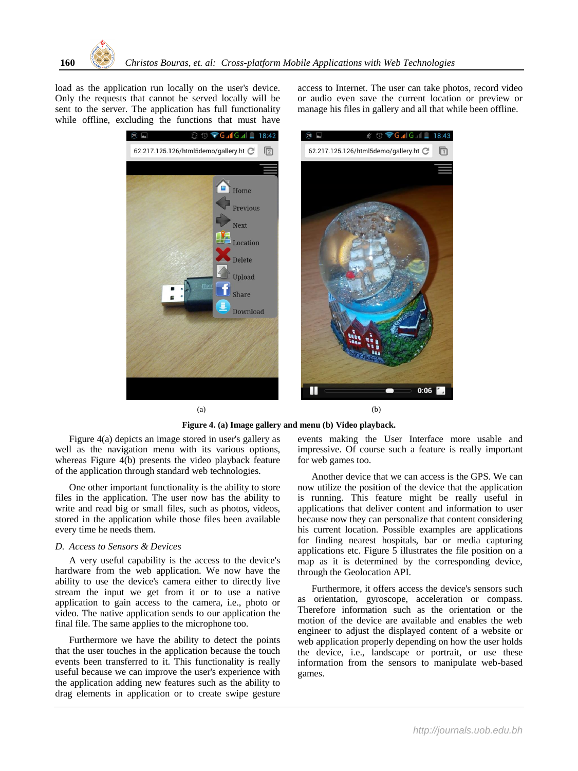load as the application run locally on the user's device. Only the requests that cannot be served locally will be sent to the server. The application has full functionality while offline, excluding the functions that must have access to Internet. The user can take photos, record video or audio even save the current location or preview or manage his files in gallery and all that while been offline.

(a)

(b)

**Figure 4. (a) Image gallery and menu (b) Video playback.**

Figure 4(a) depicts an image stored in user's gallery as well as the navigation menu with its various options, whereas Figure 4(b) presents the video playback feature of the application through standard web technologies.

One other important functionality is the ability to store files in the application. The user now has the ability to write and read big or small files, such as photos, videos, stored in the application while those files been available every time he needs them.

*D. Access to Sensors & Devices*

A very useful capability is the access to the device's hardware from the web application. We now have the ability to use the device's camera either to directly live stream the input we get from it or to use a native application to gain access to the camera, i.e., photo or video. The native application sends to our application the final file. The same applies to the microphone too.

Furthermore we have the ability to detect the points that the user touches in the application because the touch events been transferred to it. This functionality is really useful because we can improve the user's experience with the application adding new features such as the ability to drag elements in application or to create swipe gesture events making the User Interface more usable and impressive. Of course such a feature is really important for web games too.

Another device that we can access is the GPS. We can now utilize the position of the device that the application is running. This feature might be really useful in applications that deliver content and information to user because now they can personalize that content considering his current location. Possible examples are applications for finding nearest hospitals, bar or media capturing applications etc. Figure 5 illustrates the file position on a map as it is determined by the corresponding device, through the Geolocation API.

Furthermore, it offers access the device's sensors such as orientation, gyroscope, acceleration or compass. Therefore information such as the orientation or the motion of the device are available and enables the web engineer to adjust the displayed content of a website or web application properly depending on how the user holds the device, i.e., landscape or portrait, or use these information from the sensors to manipulate web-based games.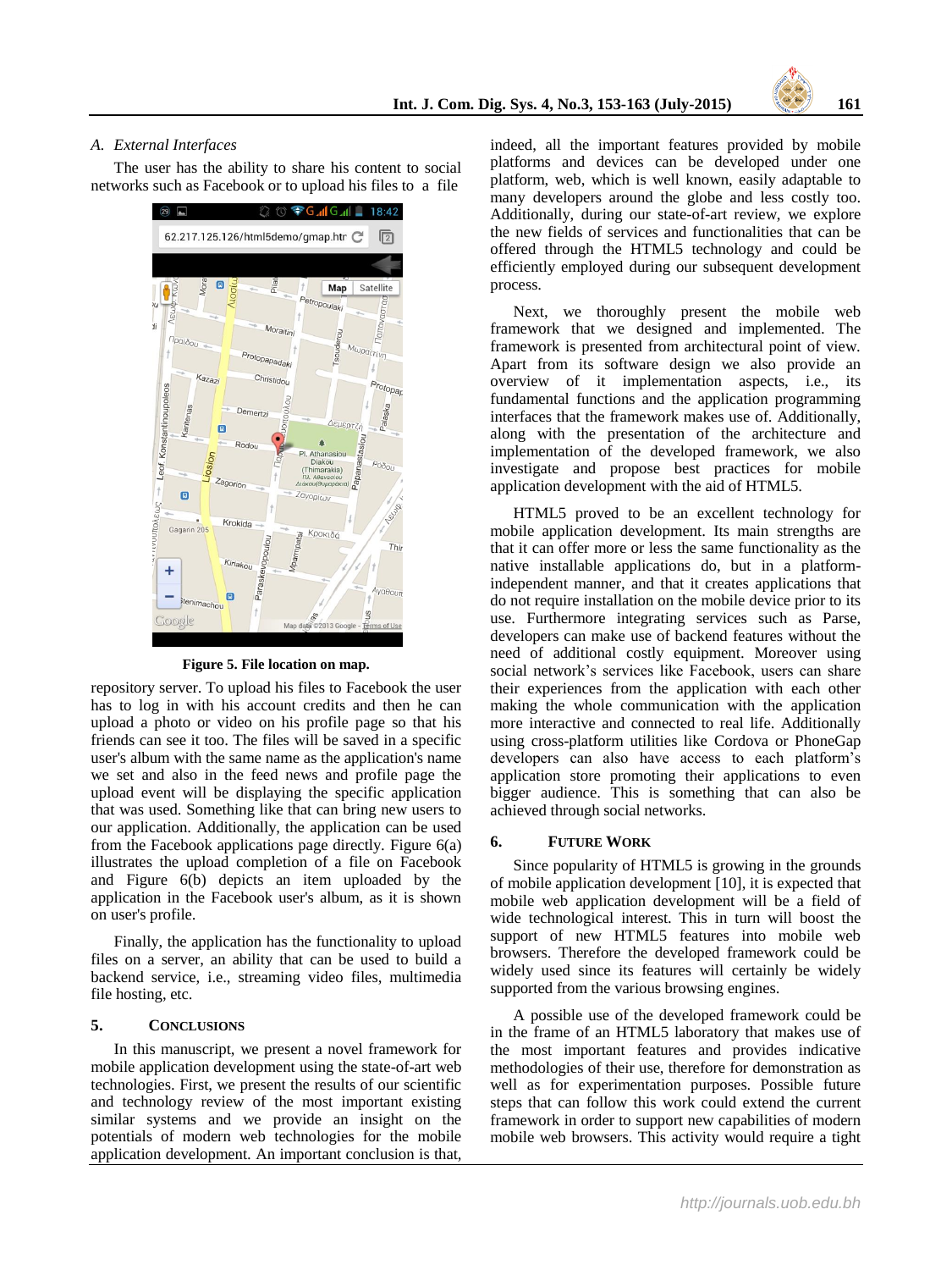### A. External Interfaces

The user has the ability to share his content to social networks such as Facebook or to upload his files to a file repository server. To upload his files to Facebook the user has to log in with his account credits and then he can upload a photo or video on his profile page so that his friends can see it too. The files will be saved in a specific user's album with the same name as the application's name we set and also in the feed news and profile page the upload event will be displaying the specific application that was used. Something like that can bring new users to our application. Additionally, the application can be used from the Facebook applications page directly. Figure 6(a) illustrates the upload completion of a file on Facebook and Figure 6(b) depicts an item uploaded by the application in the Facebook user's album, as it is shown on user's profile.

**Figure 5. File location on map.**

Finally, the application has the functionality to upload files on a server, an ability that can be used to build a backend service, i.e., streaming video files, multimedia file hosting, etc.

## 5. Conclusions

In this manuscript, we present a novel framework for mobile application development using the state-of-art web technologies. First, we present the results of our scientific and technology review of the most important existing similar systems and we provide an insight on the potentials of modern web technologies for the mobile application development. An important conclusion is that, indeed, all the important features provided by mobile platforms and devices can be developed under one platform, web, which is well known, easily adaptable to many developers around the globe and less costly too. Additionally, during our state-of-art review, we explore the new fields of services and functionalities that can be offered through the HTML5 technology and could be efficiently employed during our subsequent development process.

Next, we thoroughly present the mobile web framework that we designed and implemented. The framework is presented from architectural point of view. Apart from its software design we also provide an overview of it implementation aspects, i.e., its fundamental functions and the application programming interfaces that the framework makes use of. Additionally, along with the presentation of the architecture and implementation of the developed framework, we also investigate and propose best practices for mobile application development with the aid of HTML5.

HTML5 proved to be an excellent technology for mobile application development. Its main strengths are that it can offer more or less the same functionality as the native installable applications do, but in a platform-independent manner, and that it creates applications that do not require installation on the mobile device prior to its use. Furthermore integrating services such as Parse, developers can make use of backend features without the need of additional costly equipment. Moreover using social network's services like Facebook, users can share their experiences from the application with each other making the whole communication with the application more interactive and connected to real life. Additionally using cross-platform utilities like Cordova or PhoneGap developers can also have access to each platform's application store promoting their applications to even bigger audience. This is something that can also be achieved through social networks.

## 6. Future Work

Since popularity of HTML5 is growing in the grounds of mobile application development [10], it is expected that mobile web application development will be a field of wide technological interest. This in turn will boost the support of new HTML5 features into mobile web browsers. Therefore the developed framework could be widely used since its features will certainly be widely supported from the various browsing engines.

A possible use of the developed framework could be in the frame of an HTML5 laboratory that makes use of the most important features and provides indicative methodologies of their use, therefore for demonstration as well as for experimentation purposes. Possible future steps that can follow this work could extend the current framework in order to support new capabilities of modern mobile web browsers. This activity would require a tight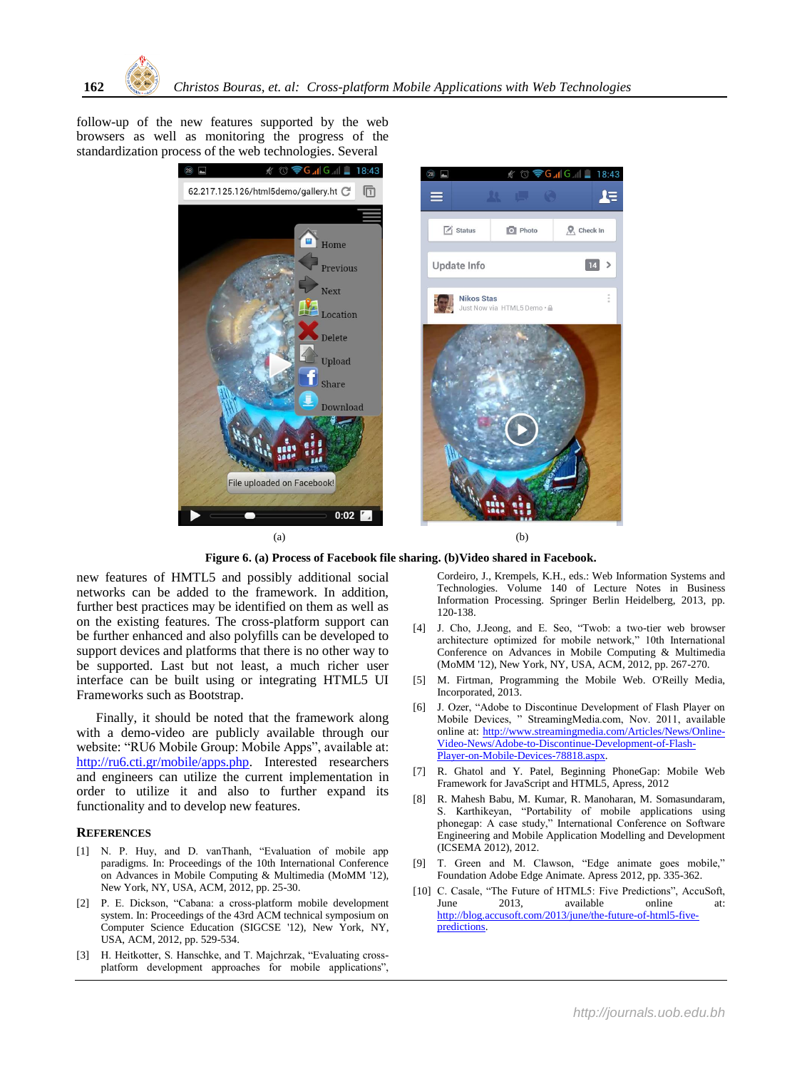follow-up of the new features supported by the web browsers as well as monitoring the progress of the standardization process of the web technologies. Several new features of HMTL5 and possibly additional social networks can be added to the framework. In addition, further best practices may be identified on them as well as on the existing features. The cross-platform support can be further enhanced and also polyfills can be also developed to support devices and platforms that there is no other way to be supported. Last but not least, a much richer user interface can be built using or integrating HTML5 UI Frameworks such as Bootstrap.

(a) (b)

**Figure 6. (a) Process of Facebook file sharing. (b)Video shared in Facebook.**

Finally, it should be noted that the framework along with a demo-video are publicly available through our website: "RU6 Mobile Group: Mobile Apps", available at: http://ru6.cti.gr/mobile/apps.php. Interested researchers and engineers can utilize the current implementation in order to utilize it and also to further expand its functionality and to develop new features.

## References

[1] N. P. Huy, and D. vanThanh, "Evaluation of mobile app paradigms. In: Proceedings of the 10th International Conference on Advances in Mobile Computing & Multimedia (MoMM '12), New York, NY, USA, ACM, 2012, pp. 25-30.

[2] P. E. Dickson, "Cabana: a cross-platform mobile development system. In: Proceedings of the 43rd ACM technical symposium on Computer Science Education (SIGCSE '12), New York, NY, USA, ACM, 2012, pp. 529-534.

[3] H. Heitkotter, S. Hanschke, and T. Majchrzak, "Evaluating cross-platform development approaches for mobile applications", Cordeiro, J., Krempels, K.H., eds.: Web Information Systems and Technologies. Volume 140 of Lecture Notes in Business Information Processing. Springer Berlin Heidelberg, 2013, pp. 120-138.

[4] J. Cho, J.Jeong, and E. Seo, "Twob: a two-tier web browser architecture optimized for mobile network," 10th International Conference on Advances in Mobile Computing & Multimedia (MoMM '12), New York, NY, USA, ACM, 2012, pp. 267-270.

[5] M. Firtman, Programming the Mobile Web. O'Reilly Media, Incorporated, 2013.

[6] J. Ozer, "Adobe to Discontinue Development of Flash Player on Mobile Devices, " StreamingMedia.com, Nov. 2011, available online at: http://www.streamingmedia.com/Articles/News/Online-Video-News/Adobe-to-Discontinue-Development-of-Flash-Player-on-Mobile-Devices-78818.aspx.

[7] R. Ghatol and Y. Patel, Beginning PhoneGap: Mobile Web Framework for JavaScript and HTML5, Apress, 2012

[8] R. Mahesh Babu, M. Kumar, R. Manoharan, M. Somasundaram, S. Karthikeyan, "Portability of mobile applications using phonegap: A case study," International Conference on Software Engineering and Mobile Application Modelling and Development (ICSEMA 2012), 2012.

[9] T. Green and M. Clawson, "Edge animate goes mobile," Foundation Adobe Edge Animate. Apress 2012, pp. 335-362.

[10] C. Casale, "The Future of HTML5: Five Predictions", AccuSoft, June 2013, available online at: http://blog.accusoft.com/2013/june/the-future-of-html5-five-predictions.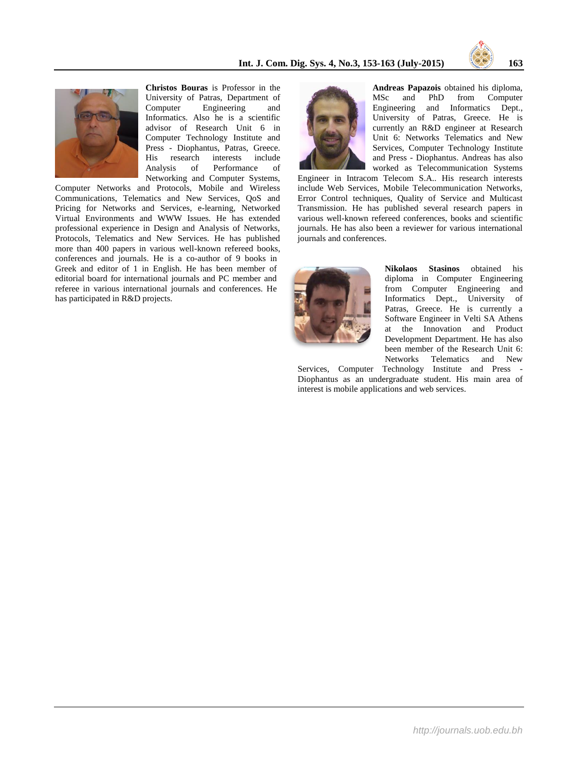**Christos Bouras** is Professor in the University of Patras, Department of Computer Engineering and Informatics. Also he is a scientific advisor of Research Unit 6 in Computer Technology Institute and Press - Diophantus, Patras, Greece. His research interests include Analysis of Performance of Networking and Computer Systems, Computer Networks and Protocols, Mobile and Wireless Communications, Telematics and New Services, QoS and Pricing for Networks and Services, e-learning, Networked Virtual Environments and WWW Issues. He has extended professional experience in Design and Analysis of Networks, Protocols, Telematics and New Services. He has published more than 400 papers in various well-known refereed books, conferences and journals. He is a co-author of 9 books in Greek and editor of 1 in English. He has been member of editorial board for international journals and PC member and referee in various international journals and conferences. He has participated in R&D projects.

**Andreas Papazois** obtained his diploma, MSc and PhD from Computer Engineering and Informatics Dept., University of Patras, Greece. He is currently an R&D engineer at Research Unit 6: Networks Telematics and New Services, Computer Technology Institute and Press - Diophantus. Andreas has also worked as Telecommunication Systems Engineer in Intracom Telecom S.A.. His research interests include Web Services, Mobile Telecommunication Networks, Error Control techniques, Quality of Service and Multicast Transmission. He has published several research papers in various well-known refereed conferences, books and scientific journals. He has also been a reviewer for various international journals and conferences.

**Nikolaos Stasinos** obtained his diploma in Computer Engineering from Computer Engineering and Informatics Dept., University of Patras, Greece. He is currently a Software Engineer in Velti SA Athens at the Innovation and Product Development Department. He has also been member of the Research Unit 6: Networks Telematics and New Services, Computer Technology Institute and Press - Diophantus as an undergraduate student. His main area of interest is mobile applications and web services.